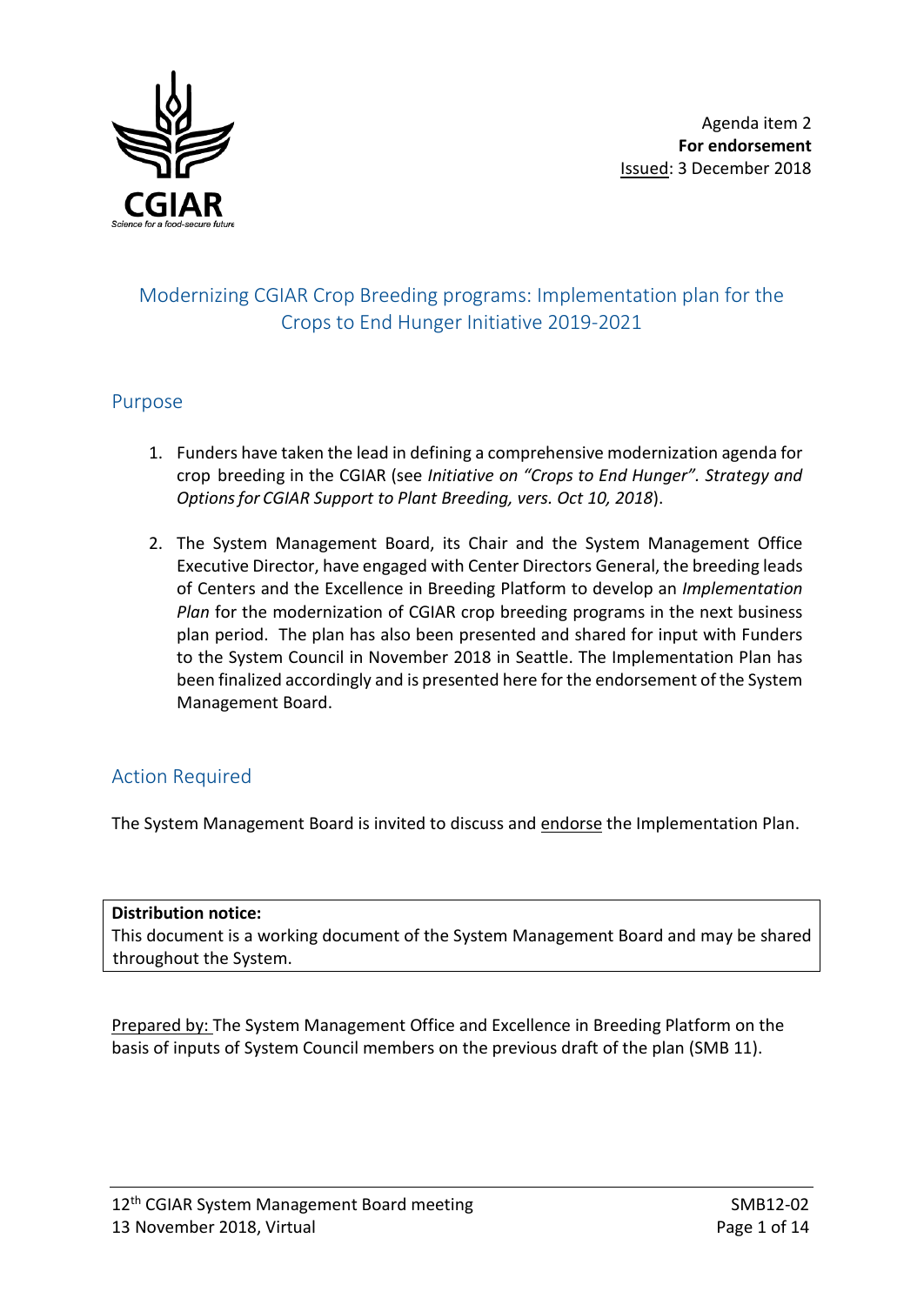Agenda item 2
**For endorsement**
Issued: 3 December 2018

# Modernizing CGIAR Crop Breeding programs: Implementation plan for the Crops to End Hunger Initiative 2019-2021

## Purpose

1. Funders have taken the lead in defining a comprehensive modernization agenda for crop breeding in the CGIAR (see *Initiative on "Crops to End Hunger". Strategy and Options for CGIAR Support to Plant Breeding, vers. Oct 10, 2018*).

2. The System Management Board, its Chair and the System Management Office Executive Director, have engaged with Center Directors General, the breeding leads of Centers and the Excellence in Breeding Platform to develop an *Implementation Plan* for the modernization of CGIAR crop breeding programs in the next business plan period. The plan has also been presented and shared for input with Funders to the System Council in November 2018 in Seattle. The Implementation Plan has been finalized accordingly and is presented here for the endorsement of the System Management Board.

## Action Required

The System Management Board is invited to discuss and endorse the Implementation Plan.

**Distribution notice:**
This document is a working document of the System Management Board and may be shared throughout the System.

Prepared by: The System Management Office and Excellence in Breeding Platform on the basis of inputs of System Council members on the previous draft of the plan (SMB 11).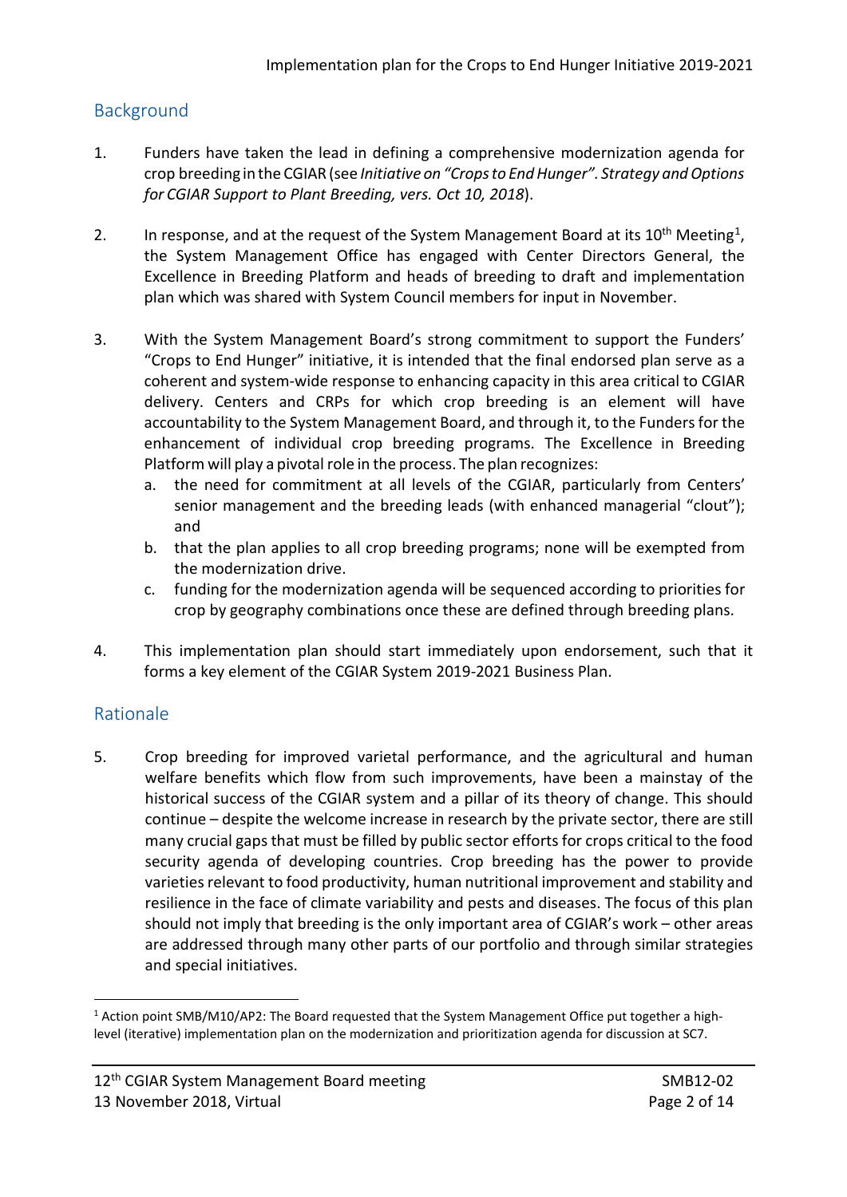## Background

1. Funders have taken the lead in defining a comprehensive modernization agenda for crop breeding in the CGIAR (see *Initiative on "Crops to End Hunger". Strategy and Options for CGIAR Support to Plant Breeding, vers. Oct 10, 2018*).

2. In response, and at the request of the System Management Board at its 10th Meeting[1], the System Management Office has engaged with Center Directors General, the Excellence in Breeding Platform and heads of breeding to draft and implementation plan which was shared with System Council members for input in November.

3. With the System Management Board's strong commitment to support the Funders' "Crops to End Hunger" initiative, it is intended that the final endorsed plan serve as a coherent and system-wide response to enhancing capacity in this area critical to CGIAR delivery. Centers and CRPs for which crop breeding is an element will have accountability to the System Management Board, and through it, to the Funders for the enhancement of individual crop breeding programs. The Excellence in Breeding Platform will play a pivotal role in the process. The plan recognizes:
   a. the need for commitment at all levels of the CGIAR, particularly from Centers' senior management and the breeding leads (with enhanced managerial "clout"); and
   b. that the plan applies to all crop breeding programs; none will be exempted from the modernization drive.
   c. funding for the modernization agenda will be sequenced according to priorities for crop by geography combinations once these are defined through breeding plans.

4. This implementation plan should start immediately upon endorsement, such that it forms a key element of the CGIAR System 2019-2021 Business Plan.

## Rationale

5. Crop breeding for improved varietal performance, and the agricultural and human welfare benefits which flow from such improvements, have been a mainstay of the historical success of the CGIAR system and a pillar of its theory of change. This should continue – despite the welcome increase in research by the private sector, there are still many crucial gaps that must be filled by public sector efforts for crops critical to the food security agenda of developing countries. Crop breeding has the power to provide varieties relevant to food productivity, human nutritional improvement and stability and resilience in the face of climate variability and pests and diseases. The focus of this plan should not imply that breeding is the only important area of CGIAR's work – other areas are addressed through many other parts of our portfolio and through similar strategies and special initiatives.

---

[1] Action point SMB/M10/AP2: The Board requested that the System Management Office put together a high-level (iterative) implementation plan on the modernization and prioritization agenda for discussion at SC7.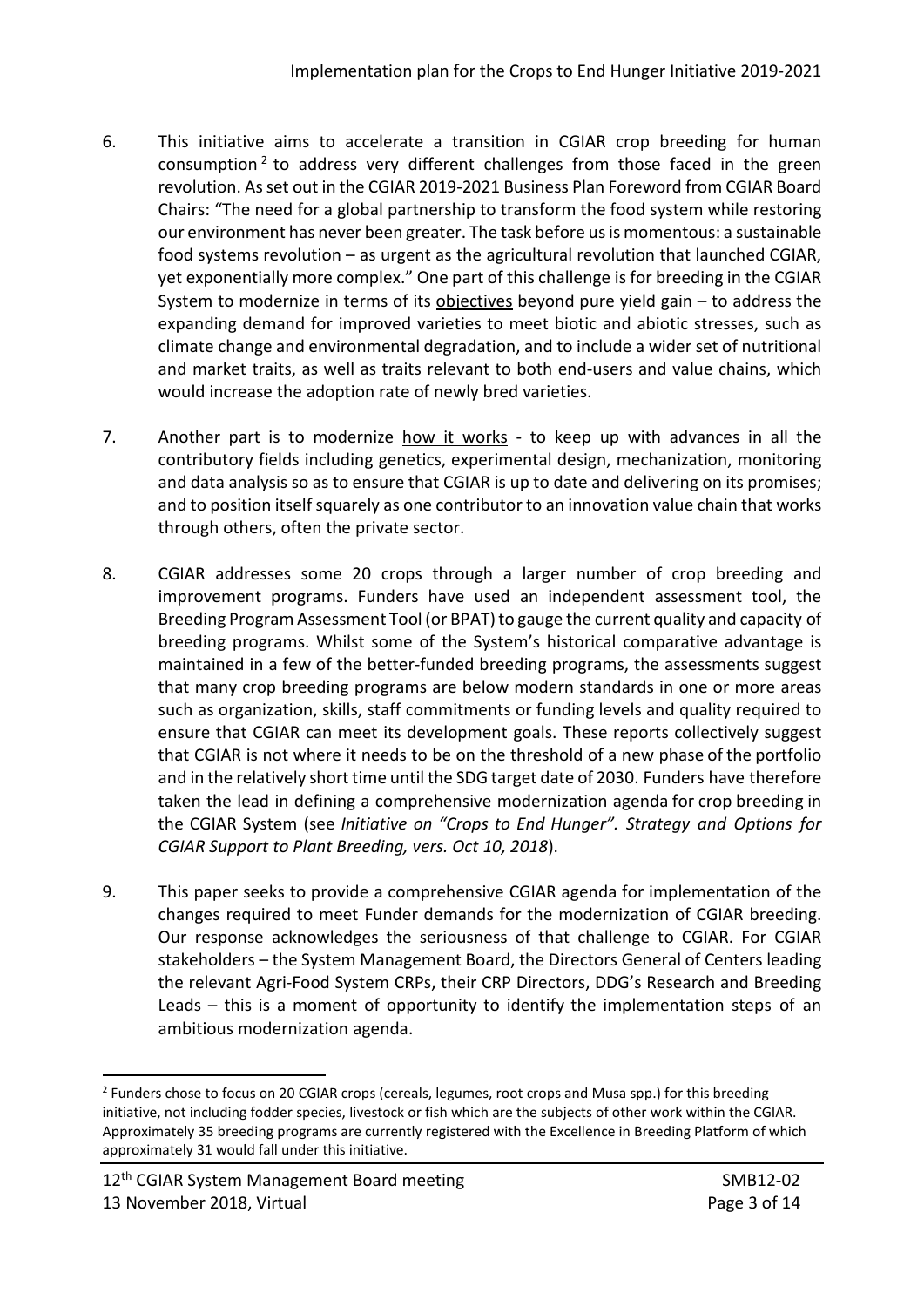6. This initiative aims to accelerate a transition in CGIAR crop breeding for human consumption [2] to address very different challenges from those faced in the green revolution. As set out in the CGIAR 2019-2021 Business Plan Foreword from CGIAR Board Chairs: "The need for a global partnership to transform the food system while restoring our environment has never been greater. The task before us is momentous: a sustainable food systems revolution – as urgent as the agricultural revolution that launched CGIAR, yet exponentially more complex." One part of this challenge is for breeding in the CGIAR System to modernize in terms of its <u>objectives</u> beyond pure yield gain – to address the expanding demand for improved varieties to meet biotic and abiotic stresses, such as climate change and environmental degradation, and to include a wider set of nutritional and market traits, as well as traits relevant to both end-users and value chains, which would increase the adoption rate of newly bred varieties.

7. Another part is to modernize <u>how it works</u> - to keep up with advances in all the contributory fields including genetics, experimental design, mechanization, monitoring and data analysis so as to ensure that CGIAR is up to date and delivering on its promises; and to position itself squarely as one contributor to an innovation value chain that works through others, often the private sector.

8. CGIAR addresses some 20 crops through a larger number of crop breeding and improvement programs. Funders have used an independent assessment tool, the Breeding Program Assessment Tool (or BPAT) to gauge the current quality and capacity of breeding programs. Whilst some of the System's historical comparative advantage is maintained in a few of the better-funded breeding programs, the assessments suggest that many crop breeding programs are below modern standards in one or more areas such as organization, skills, staff commitments or funding levels and quality required to ensure that CGIAR can meet its development goals. These reports collectively suggest that CGIAR is not where it needs to be on the threshold of a new phase of the portfolio and in the relatively short time until the SDG target date of 2030. Funders have therefore taken the lead in defining a comprehensive modernization agenda for crop breeding in the CGIAR System (see *Initiative on "Crops to End Hunger". Strategy and Options for CGIAR Support to Plant Breeding, vers. Oct 10, 2018*).

9. This paper seeks to provide a comprehensive CGIAR agenda for implementation of the changes required to meet Funder demands for the modernization of CGIAR breeding. Our response acknowledges the seriousness of that challenge to CGIAR. For CGIAR stakeholders – the System Management Board, the Directors General of Centers leading the relevant Agri-Food System CRPs, their CRP Directors, DDG's Research and Breeding Leads – this is a moment of opportunity to identify the implementation steps of an ambitious modernization agenda.

---

[2] Funders chose to focus on 20 CGIAR crops (cereals, legumes, root crops and Musa spp.) for this breeding initiative, not including fodder species, livestock or fish which are the subjects of other work within the CGIAR. Approximately 35 breeding programs are currently registered with the Excellence in Breeding Platform of which approximately 31 would fall under this initiative.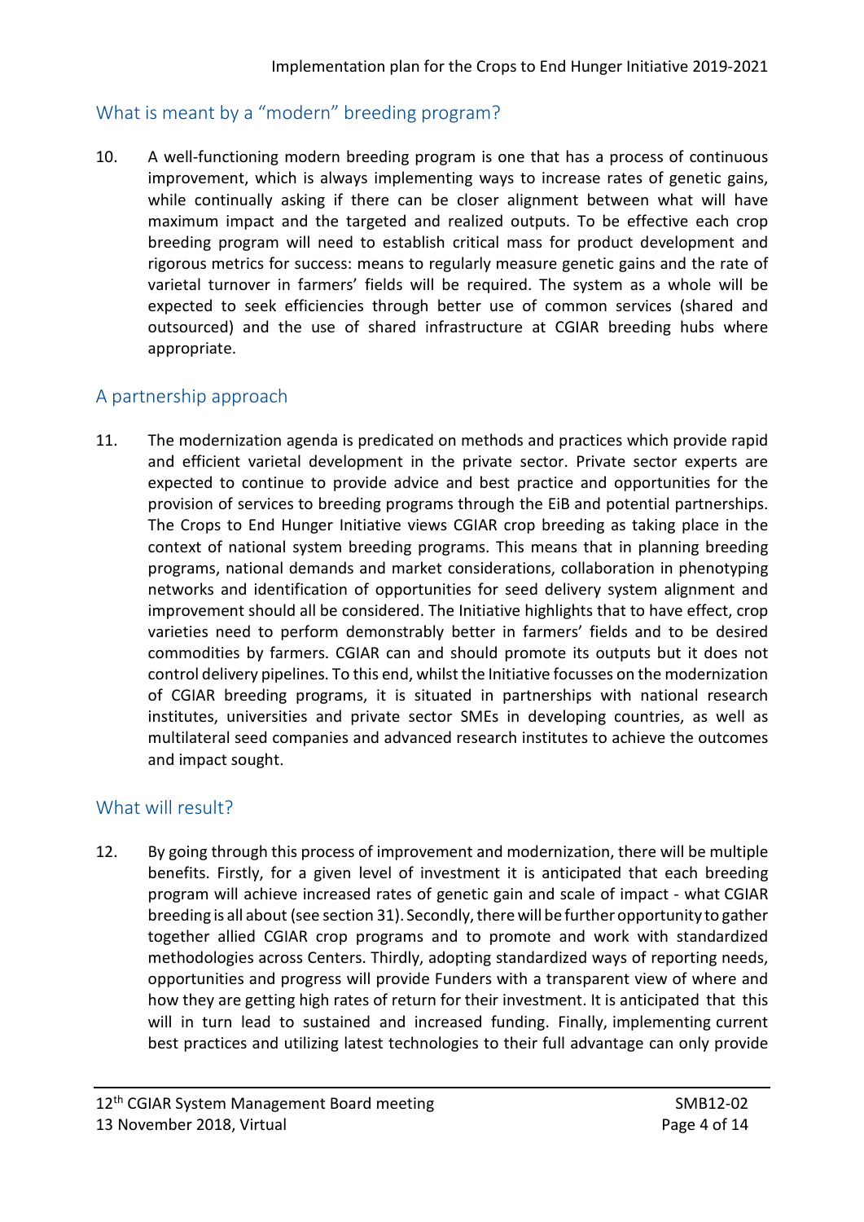## What is meant by a "modern" breeding program?

10. A well-functioning modern breeding program is one that has a process of continuous improvement, which is always implementing ways to increase rates of genetic gains, while continually asking if there can be closer alignment between what will have maximum impact and the targeted and realized outputs. To be effective each crop breeding program will need to establish critical mass for product development and rigorous metrics for success: means to regularly measure genetic gains and the rate of varietal turnover in farmers' fields will be required. The system as a whole will be expected to seek efficiencies through better use of common services (shared and outsourced) and the use of shared infrastructure at CGIAR breeding hubs where appropriate.

## A partnership approach

11. The modernization agenda is predicated on methods and practices which provide rapid and efficient varietal development in the private sector. Private sector experts are expected to continue to provide advice and best practice and opportunities for the provision of services to breeding programs through the EiB and potential partnerships. The Crops to End Hunger Initiative views CGIAR crop breeding as taking place in the context of national system breeding programs. This means that in planning breeding programs, national demands and market considerations, collaboration in phenotyping networks and identification of opportunities for seed delivery system alignment and improvement should all be considered. The Initiative highlights that to have effect, crop varieties need to perform demonstrably better in farmers' fields and to be desired commodities by farmers. CGIAR can and should promote its outputs but it does not control delivery pipelines. To this end, whilst the Initiative focusses on the modernization of CGIAR breeding programs, it is situated in partnerships with national research institutes, universities and private sector SMEs in developing countries, as well as multilateral seed companies and advanced research institutes to achieve the outcomes and impact sought.

## What will result?

12. By going through this process of improvement and modernization, there will be multiple benefits. Firstly, for a given level of investment it is anticipated that each breeding program will achieve increased rates of genetic gain and scale of impact - what CGIAR breeding is all about (see section 31). Secondly, there will be further opportunity to gather together allied CGIAR crop programs and to promote and work with standardized methodologies across Centers. Thirdly, adopting standardized ways of reporting needs, opportunities and progress will provide Funders with a transparent view of where and how they are getting high rates of return for their investment. It is anticipated that this will in turn lead to sustained and increased funding. Finally, implementing current best practices and utilizing latest technologies to their full advantage can only provide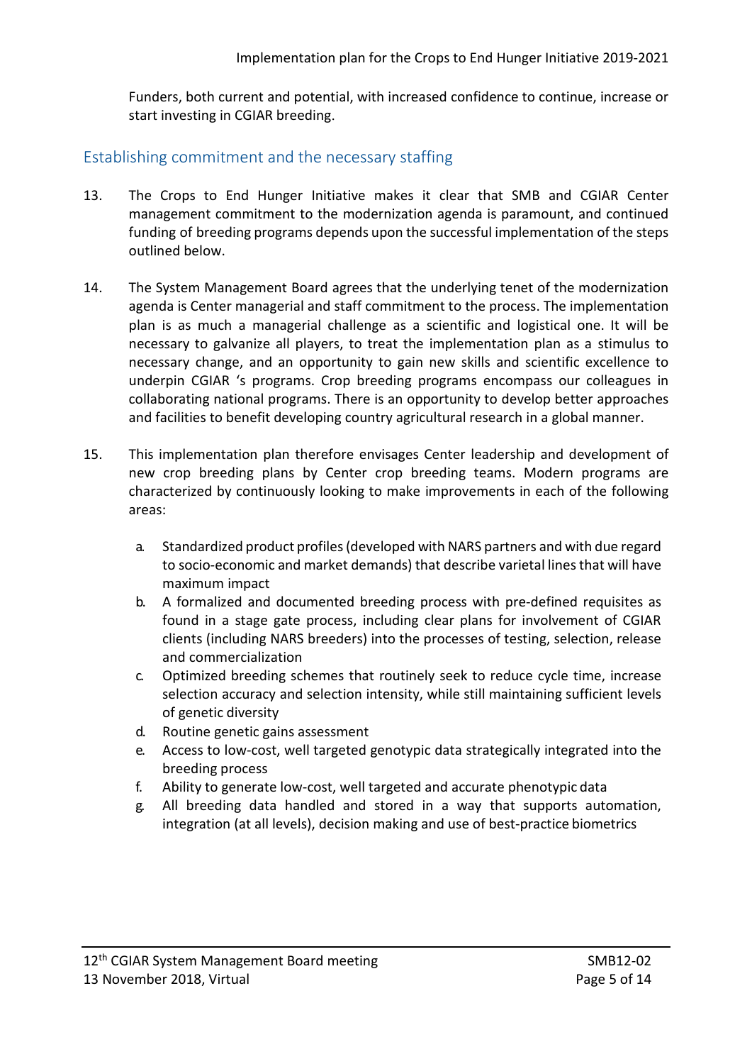Funders, both current and potential, with increased confidence to continue, increase or start investing in CGIAR breeding.

## Establishing commitment and the necessary staffing

13. The Crops to End Hunger Initiative makes it clear that SMB and CGIAR Center management commitment to the modernization agenda is paramount, and continued funding of breeding programs depends upon the successful implementation of the steps outlined below.

14. The System Management Board agrees that the underlying tenet of the modernization agenda is Center managerial and staff commitment to the process. The implementation plan is as much a managerial challenge as a scientific and logistical one. It will be necessary to galvanize all players, to treat the implementation plan as a stimulus to necessary change, and an opportunity to gain new skills and scientific excellence to underpin CGIAR 's programs. Crop breeding programs encompass our colleagues in collaborating national programs. There is an opportunity to develop better approaches and facilities to benefit developing country agricultural research in a global manner.

15. This implementation plan therefore envisages Center leadership and development of new crop breeding plans by Center crop breeding teams. Modern programs are characterized by continuously looking to make improvements in each of the following areas:

    a. Standardized product profiles (developed with NARS partners and with due regard to socio-economic and market demands) that describe varietal lines that will have maximum impact
    b. A formalized and documented breeding process with pre-defined requisites as found in a stage gate process, including clear plans for involvement of CGIAR clients (including NARS breeders) into the processes of testing, selection, release and commercialization
    c. Optimized breeding schemes that routinely seek to reduce cycle time, increase selection accuracy and selection intensity, while still maintaining sufficient levels of genetic diversity
    d. Routine genetic gains assessment
    e. Access to low-cost, well targeted genotypic data strategically integrated into the breeding process
    f. Ability to generate low-cost, well targeted and accurate phenotypic data
    g. All breeding data handled and stored in a way that supports automation, integration (at all levels), decision making and use of best-practice biometrics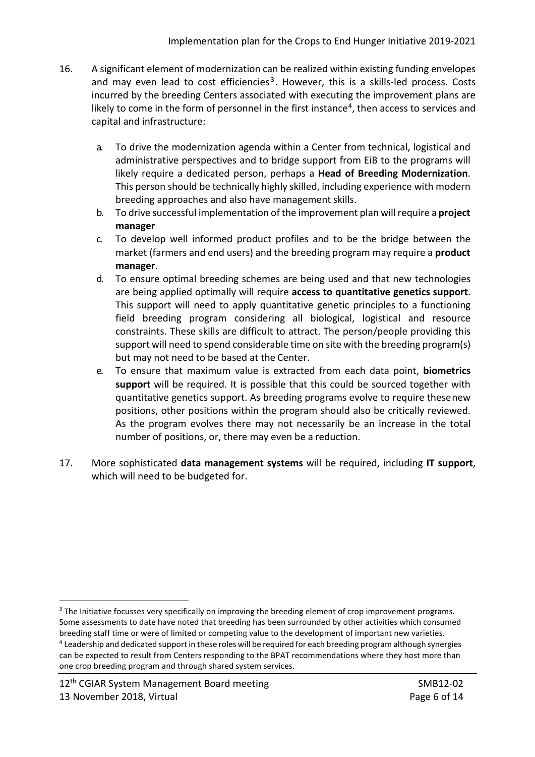16. A significant element of modernization can be realized within existing funding envelopes and may even lead to cost efficiencies[3]. However, this is a skills-led process. Costs incurred by the breeding Centers associated with executing the improvement plans are likely to come in the form of personnel in the first instance[4], then access to services and capital and infrastructure:

    a. To drive the modernization agenda within a Center from technical, logistical and administrative perspectives and to bridge support from EiB to the programs will likely require a dedicated person, perhaps a **Head of Breeding Modernization**. This person should be technically highly skilled, including experience with modern breeding approaches and also have management skills.
    b. To drive successful implementation of the improvement plan will require a **project manager**
    c. To develop well informed product profiles and to be the bridge between the market (farmers and end users) and the breeding program may require a **product manager**.
    d. To ensure optimal breeding schemes are being used and that new technologies are being applied optimally will require **access to quantitative genetics support**. This support will need to apply quantitative genetic principles to a functioning field breeding program considering all biological, logistical and resource constraints. These skills are difficult to attract. The person/people providing this support will need to spend considerable time on site with the breeding program(s) but may not need to be based at the Center.
    e. To ensure that maximum value is extracted from each data point, **biometrics support** will be required. It is possible that this could be sourced together with quantitative genetics support. As breeding programs evolve to require these new positions, other positions within the program should also be critically reviewed. As the program evolves there may not necessarily be an increase in the total number of positions, or, there may even be a reduction.

17. More sophisticated **data management systems** will be required, including **IT support**, which will need to be budgeted for.

---

[3] The Initiative focusses very specifically on improving the breeding element of crop improvement programs. Some assessments to date have noted that breeding has been surrounded by other activities which consumed breeding staff time or were of limited or competing value to the development of important new varieties.

[4] Leadership and dedicated support in these roles will be required for each breeding program although synergies can be expected to result from Centers responding to the BPAT recommendations where they host more than one crop breeding program and through shared system services.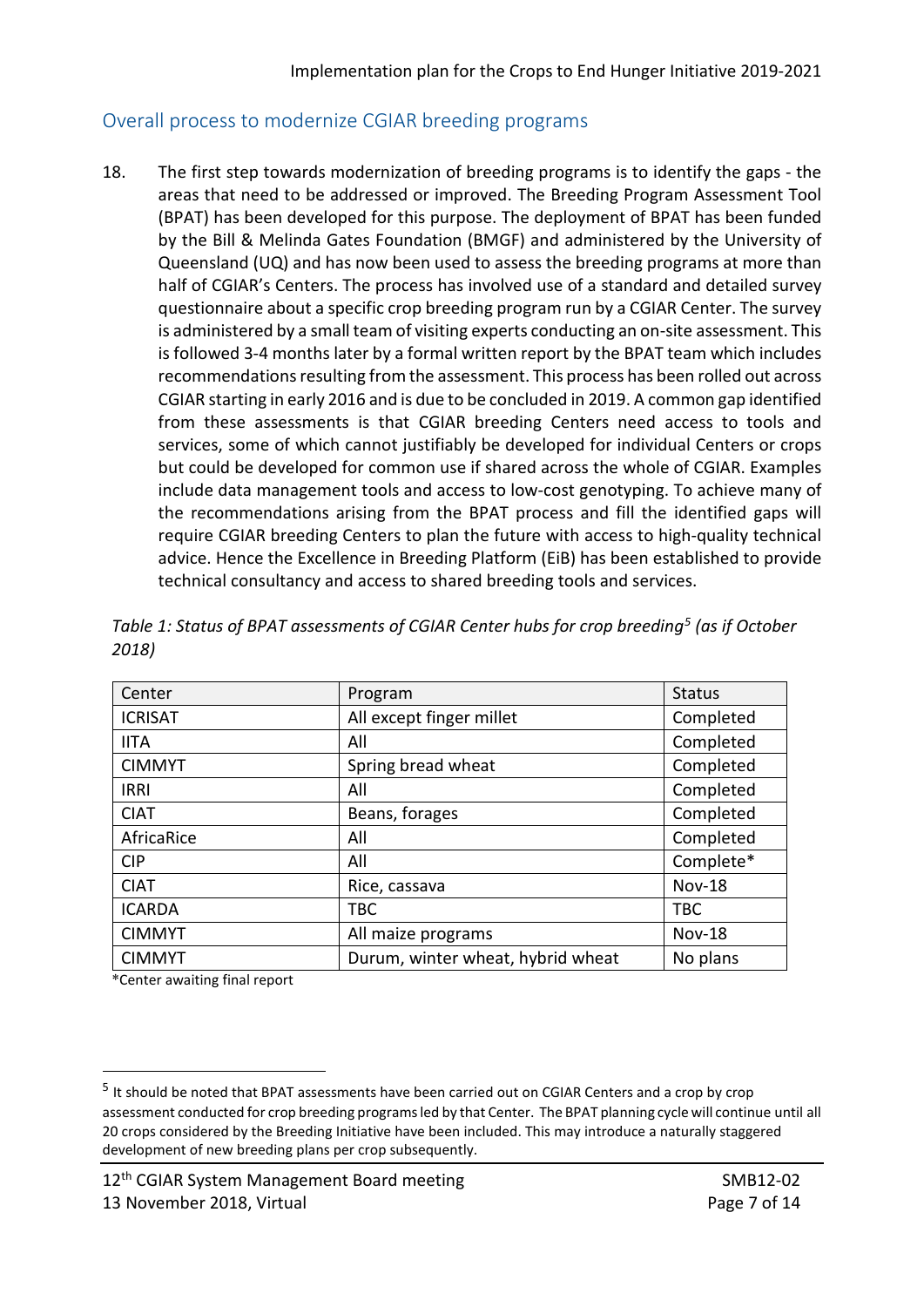## Overall process to modernize CGIAR breeding programs

18. The first step towards modernization of breeding programs is to identify the gaps - the areas that need to be addressed or improved. The Breeding Program Assessment Tool (BPAT) has been developed for this purpose. The deployment of BPAT has been funded by the Bill & Melinda Gates Foundation (BMGF) and administered by the University of Queensland (UQ) and has now been used to assess the breeding programs at more than half of CGIAR's Centers. The process has involved use of a standard and detailed survey questionnaire about a specific crop breeding program run by a CGIAR Center. The survey is administered by a small team of visiting experts conducting an on-site assessment. This is followed 3-4 months later by a formal written report by the BPAT team which includes recommendations resulting from the assessment. This process has been rolled out across CGIAR starting in early 2016 and is due to be concluded in 2019. A common gap identified from these assessments is that CGIAR breeding Centers need access to tools and services, some of which cannot justifiably be developed for individual Centers or crops but could be developed for common use if shared across the whole of CGIAR. Examples include data management tools and access to low-cost genotyping. To achieve many of the recommendations arising from the BPAT process and fill the identified gaps will require CGIAR breeding Centers to plan the future with access to high-quality technical advice. Hence the Excellence in Breeding Platform (EiB) has been established to provide technical consultancy and access to shared breeding tools and services.

*Table 1: Status of BPAT assessments of CGIAR Center hubs for crop breeding[5] (as if October 2018)*

| Center | Program | Status |
|---|---|---|
| ICRISAT | All except finger millet | Completed |
| IITA | All | Completed |
| CIMMYT | Spring bread wheat | Completed |
| IRRI | All | Completed |
| CIAT | Beans, forages | Completed |
| AfricaRice | All | Completed |
| CIP | All | Complete* |
| CIAT | Rice, cassava | Nov-18 |
| ICARDA | TBC | TBC |
| CIMMYT | All maize programs | Nov-18 |
| CIMMYT | Durum, winter wheat, hybrid wheat | No plans |

*Center awaiting final report

[5] It should be noted that BPAT assessments have been carried out on CGIAR Centers and a crop by crop assessment conducted for crop breeding programs led by that Center. The BPAT planning cycle will continue until all 20 crops considered by the Breeding Initiative have been included. This may introduce a naturally staggered development of new breeding plans per crop subsequently.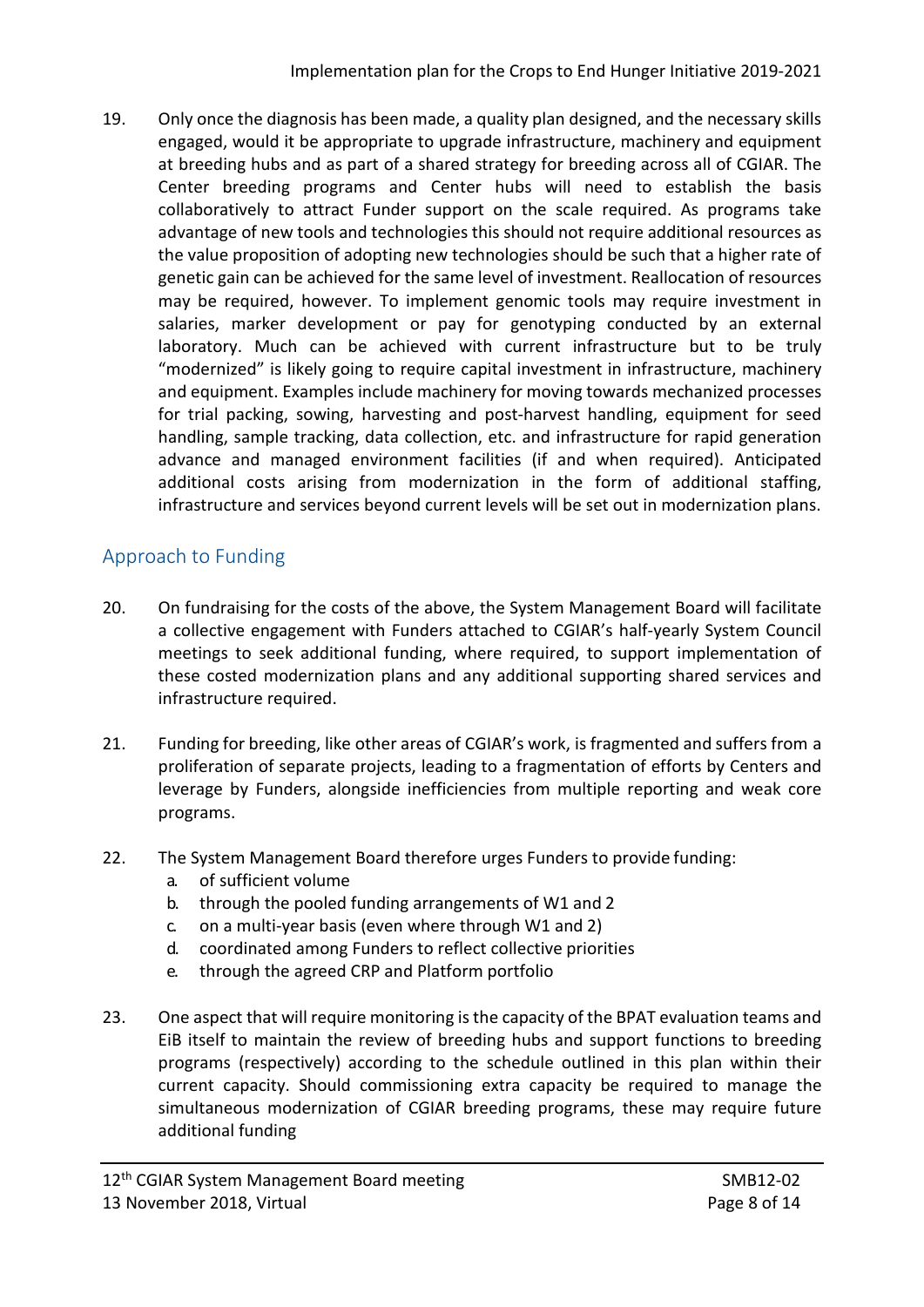19. Only once the diagnosis has been made, a quality plan designed, and the necessary skills engaged, would it be appropriate to upgrade infrastructure, machinery and equipment at breeding hubs and as part of a shared strategy for breeding across all of CGIAR. The Center breeding programs and Center hubs will need to establish the basis collaboratively to attract Funder support on the scale required. As programs take advantage of new tools and technologies this should not require additional resources as the value proposition of adopting new technologies should be such that a higher rate of genetic gain can be achieved for the same level of investment. Reallocation of resources may be required, however. To implement genomic tools may require investment in salaries, marker development or pay for genotyping conducted by an external laboratory. Much can be achieved with current infrastructure but to be truly "modernized" is likely going to require capital investment in infrastructure, machinery and equipment. Examples include machinery for moving towards mechanized processes for trial packing, sowing, harvesting and post-harvest handling, equipment for seed handling, sample tracking, data collection, etc. and infrastructure for rapid generation advance and managed environment facilities (if and when required). Anticipated additional costs arising from modernization in the form of additional staffing, infrastructure and services beyond current levels will be set out in modernization plans.

## Approach to Funding

20. On fundraising for the costs of the above, the System Management Board will facilitate a collective engagement with Funders attached to CGIAR's half-yearly System Council meetings to seek additional funding, where required, to support implementation of these costed modernization plans and any additional supporting shared services and infrastructure required.

21. Funding for breeding, like other areas of CGIAR's work, is fragmented and suffers from a proliferation of separate projects, leading to a fragmentation of efforts by Centers and leverage by Funders, alongside inefficiencies from multiple reporting and weak core programs.

22. The System Management Board therefore urges Funders to provide funding:
    a. of sufficient volume
    b. through the pooled funding arrangements of W1 and 2
    c. on a multi-year basis (even where through W1 and 2)
    d. coordinated among Funders to reflect collective priorities
    e. through the agreed CRP and Platform portfolio

23. One aspect that will require monitoring is the capacity of the BPAT evaluation teams and EiB itself to maintain the review of breeding hubs and support functions to breeding programs (respectively) according to the schedule outlined in this plan within their current capacity. Should commissioning extra capacity be required to manage the simultaneous modernization of CGIAR breeding programs, these may require future additional funding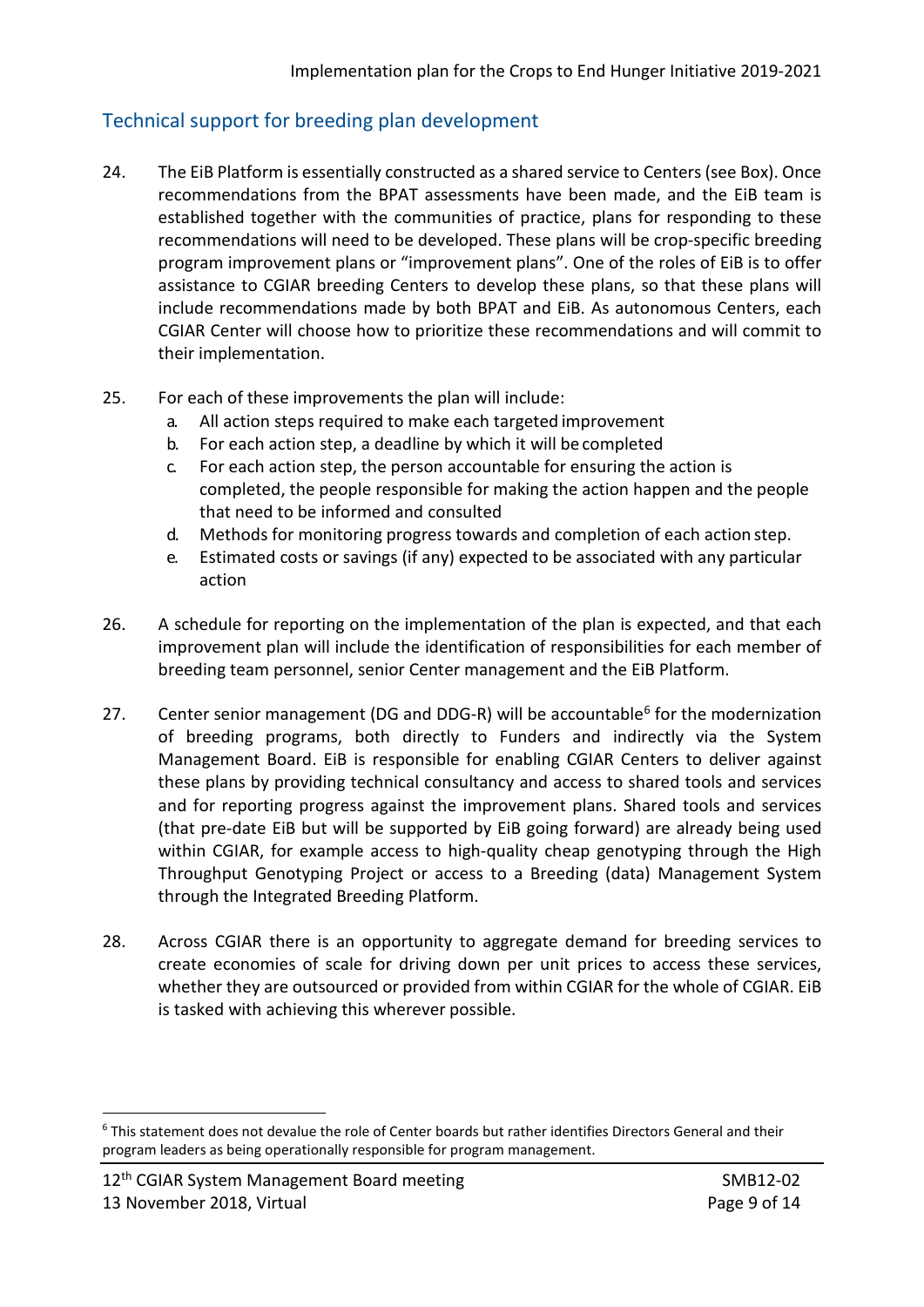## Technical support for breeding plan development

24. The EiB Platform is essentially constructed as a shared service to Centers (see Box). Once recommendations from the BPAT assessments have been made, and the EiB team is established together with the communities of practice, plans for responding to these recommendations will need to be developed. These plans will be crop-specific breeding program improvement plans or "improvement plans". One of the roles of EiB is to offer assistance to CGIAR breeding Centers to develop these plans, so that these plans will include recommendations made by both BPAT and EiB. As autonomous Centers, each CGIAR Center will choose how to prioritize these recommendations and will commit to their implementation.

25. For each of these improvements the plan will include:
    a. All action steps required to make each targeted improvement
    b. For each action step, a deadline by which it will be completed
    c. For each action step, the person accountable for ensuring the action is completed, the people responsible for making the action happen and the people that need to be informed and consulted
    d. Methods for monitoring progress towards and completion of each action step.
    e. Estimated costs or savings (if any) expected to be associated with any particular action

26. A schedule for reporting on the implementation of the plan is expected, and that each improvement plan will include the identification of responsibilities for each member of breeding team personnel, senior Center management and the EiB Platform.

27. Center senior management (DG and DDG-R) will be accountable[6] for the modernization of breeding programs, both directly to Funders and indirectly via the System Management Board. EiB is responsible for enabling CGIAR Centers to deliver against these plans by providing technical consultancy and access to shared tools and services and for reporting progress against the improvement plans. Shared tools and services (that pre-date EiB but will be supported by EiB going forward) are already being used within CGIAR, for example access to high-quality cheap genotyping through the High Throughput Genotyping Project or access to a Breeding (data) Management System through the Integrated Breeding Platform.

28. Across CGIAR there is an opportunity to aggregate demand for breeding services to create economies of scale for driving down per unit prices to access these services, whether they are outsourced or provided from within CGIAR for the whole of CGIAR. EiB is tasked with achieving this wherever possible.

---

[6] This statement does not devalue the role of Center boards but rather identifies Directors General and their program leaders as being operationally responsible for program management.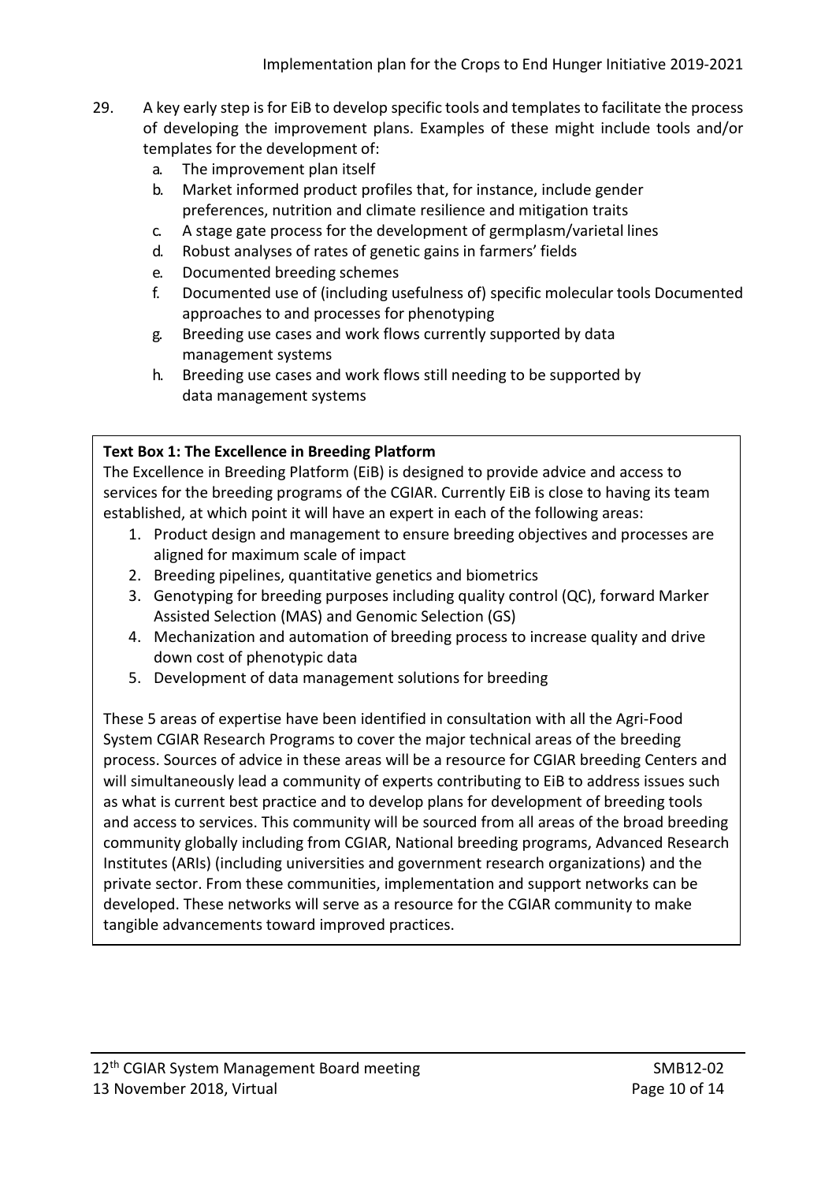29. A key early step is for EiB to develop specific tools and templates to facilitate the process of developing the improvement plans. Examples of these might include tools and/or templates for the development of:
    a. The improvement plan itself
    b. Market informed product profiles that, for instance, include gender preferences, nutrition and climate resilience and mitigation traits
    c. A stage gate process for the development of germplasm/varietal lines
    d. Robust analyses of rates of genetic gains in farmers' fields
    e. Documented breeding schemes
    f. Documented use of (including usefulness of) specific molecular tools Documented approaches to and processes for phenotyping
    g. Breeding use cases and work flows currently supported by data management systems
    h. Breeding use cases and work flows still needing to be supported by data management systems

**Text Box 1: The Excellence in Breeding Platform**

The Excellence in Breeding Platform (EiB) is designed to provide advice and access to services for the breeding programs of the CGIAR. Currently EiB is close to having its team established, at which point it will have an expert in each of the following areas:

1. Product design and management to ensure breeding objectives and processes are aligned for maximum scale of impact
2. Breeding pipelines, quantitative genetics and biometrics
3. Genotyping for breeding purposes including quality control (QC), forward Marker Assisted Selection (MAS) and Genomic Selection (GS)
4. Mechanization and automation of breeding process to increase quality and drive down cost of phenotypic data
5. Development of data management solutions for breeding

These 5 areas of expertise have been identified in consultation with all the Agri-Food System CGIAR Research Programs to cover the major technical areas of the breeding process. Sources of advice in these areas will be a resource for CGIAR breeding Centers and will simultaneously lead a community of experts contributing to EiB to address issues such as what is current best practice and to develop plans for development of breeding tools and access to services. This community will be sourced from all areas of the broad breeding community globally including from CGIAR, National breeding programs, Advanced Research Institutes (ARIs) (including universities and government research organizations) and the private sector. From these communities, implementation and support networks can be developed. These networks will serve as a resource for the CGIAR community to make tangible advancements toward improved practices.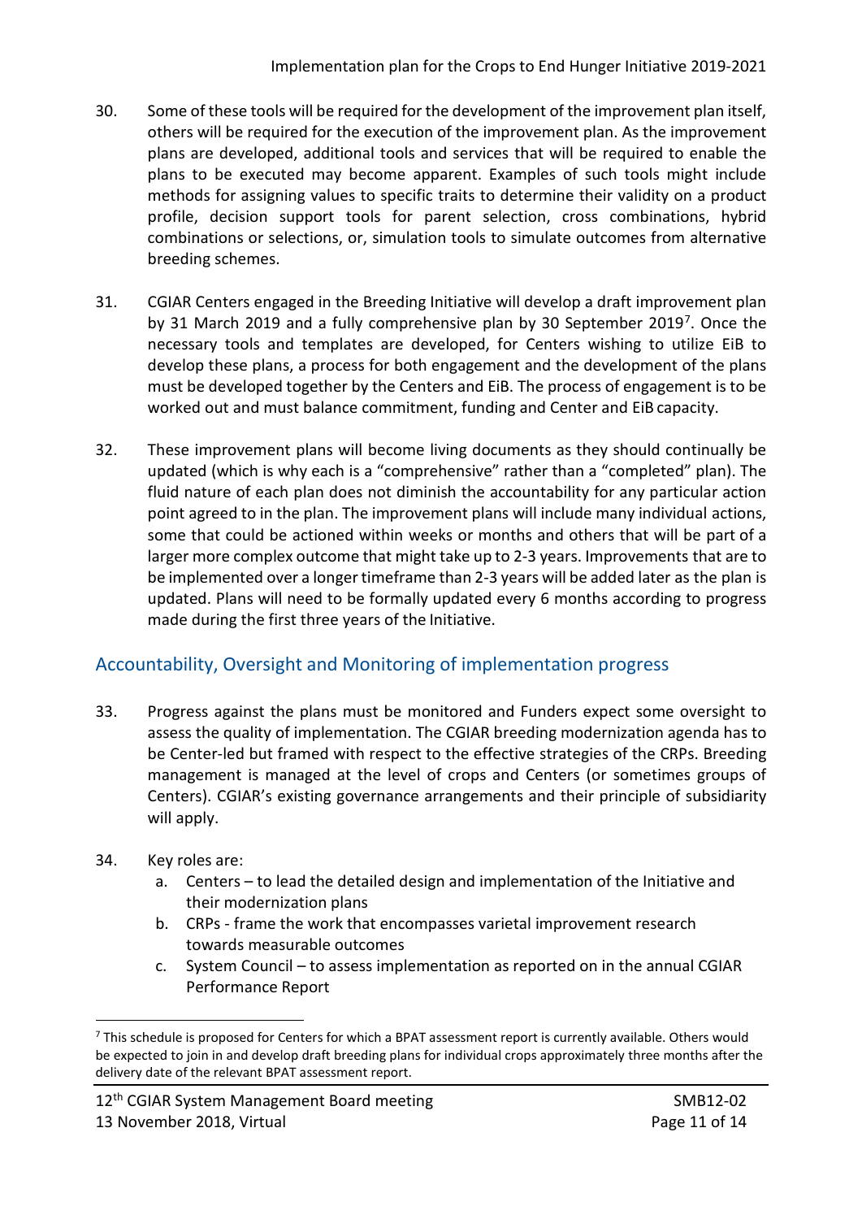30. Some of these tools will be required for the development of the improvement plan itself, others will be required for the execution of the improvement plan. As the improvement plans are developed, additional tools and services that will be required to enable the plans to be executed may become apparent. Examples of such tools might include methods for assigning values to specific traits to determine their validity on a product profile, decision support tools for parent selection, cross combinations, hybrid combinations or selections, or, simulation tools to simulate outcomes from alternative breeding schemes.

31. CGIAR Centers engaged in the Breeding Initiative will develop a draft improvement plan by 31 March 2019 and a fully comprehensive plan by 30 September 2019[7]. Once the necessary tools and templates are developed, for Centers wishing to utilize EiB to develop these plans, a process for both engagement and the development of the plans must be developed together by the Centers and EiB. The process of engagement is to be worked out and must balance commitment, funding and Center and EiB capacity.

32. These improvement plans will become living documents as they should continually be updated (which is why each is a "comprehensive" rather than a "completed" plan). The fluid nature of each plan does not diminish the accountability for any particular action point agreed to in the plan. The improvement plans will include many individual actions, some that could be actioned within weeks or months and others that will be part of a larger more complex outcome that might take up to 2-3 years. Improvements that are to be implemented over a longer timeframe than 2-3 years will be added later as the plan is updated. Plans will need to be formally updated every 6 months according to progress made during the first three years of the Initiative.

## Accountability, Oversight and Monitoring of implementation progress

33. Progress against the plans must be monitored and Funders expect some oversight to assess the quality of implementation. The CGIAR breeding modernization agenda has to be Center-led but framed with respect to the effective strategies of the CRPs. Breeding management is managed at the level of crops and Centers (or sometimes groups of Centers). CGIAR's existing governance arrangements and their principle of subsidiarity will apply.

34. Key roles are:
    a. Centers – to lead the detailed design and implementation of the Initiative and their modernization plans
    b. CRPs - frame the work that encompasses varietal improvement research towards measurable outcomes
    c. System Council – to assess implementation as reported on in the annual CGIAR Performance Report

[7] This schedule is proposed for Centers for which a BPAT assessment report is currently available. Others would be expected to join in and develop draft breeding plans for individual crops approximately three months after the delivery date of the relevant BPAT assessment report.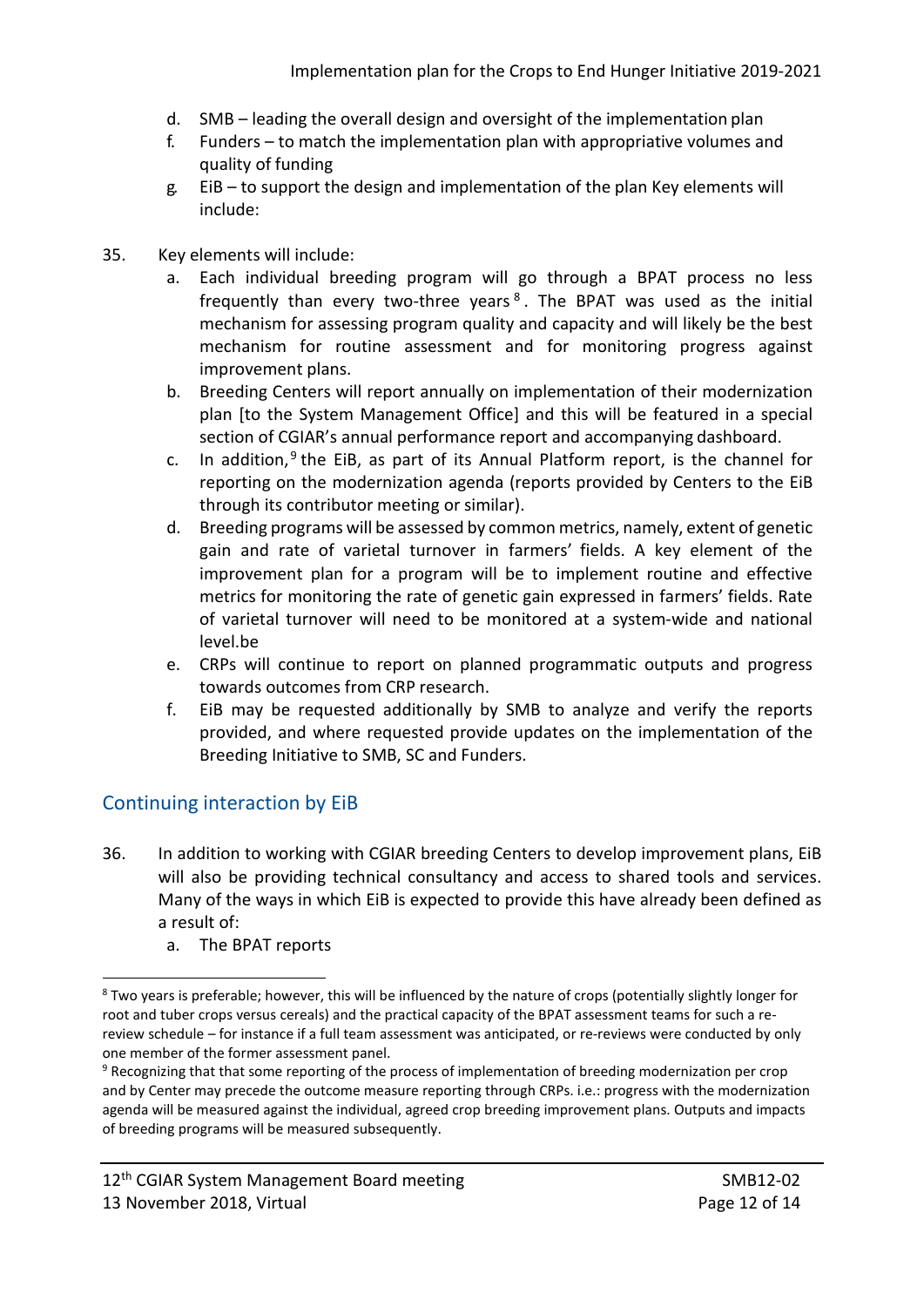d. SMB – leading the overall design and oversight of the implementation plan
f. Funders – to match the implementation plan with appropriative volumes and quality of funding
g. EiB – to support the design and implementation of the plan Key elements will include:

35. Key elements will include:
    a. Each individual breeding program will go through a BPAT process no less frequently than every two-three years[8]. The BPAT was used as the initial mechanism for assessing program quality and capacity and will likely be the best mechanism for routine assessment and for monitoring progress against improvement plans.
    b. Breeding Centers will report annually on implementation of their modernization plan [to the System Management Office] and this will be featured in a special section of CGIAR's annual performance report and accompanying dashboard.
    c. In addition,[9] the EiB, as part of its Annual Platform report, is the channel for reporting on the modernization agenda (reports provided by Centers to the EiB through its contributor meeting or similar).
    d. Breeding programs will be assessed by common metrics, namely, extent of genetic gain and rate of varietal turnover in farmers' fields. A key element of the improvement plan for a program will be to implement routine and effective metrics for monitoring the rate of genetic gain expressed in farmers' fields. Rate of varietal turnover will need to be monitored at a system-wide and national level.be
    e. CRPs will continue to report on planned programmatic outputs and progress towards outcomes from CRP research.
    f. EiB may be requested additionally by SMB to analyze and verify the reports provided, and where requested provide updates on the implementation of the Breeding Initiative to SMB, SC and Funders.

## Continuing interaction by EiB

36. In addition to working with CGIAR breeding Centers to develop improvement plans, EiB will also be providing technical consultancy and access to shared tools and services. Many of the ways in which EiB is expected to provide this have already been defined as a result of:
    a. The BPAT reports

---

[8] Two years is preferable; however, this will be influenced by the nature of crops (potentially slightly longer for root and tuber crops versus cereals) and the practical capacity of the BPAT assessment teams for such a re-review schedule – for instance if a full team assessment was anticipated, or re-reviews were conducted by only one member of the former assessment panel.

[9] Recognizing that that some reporting of the process of implementation of breeding modernization per crop and by Center may precede the outcome measure reporting through CRPs. i.e.: progress with the modernization agenda will be measured against the individual, agreed crop breeding improvement plans. Outputs and impacts of breeding programs will be measured subsequently.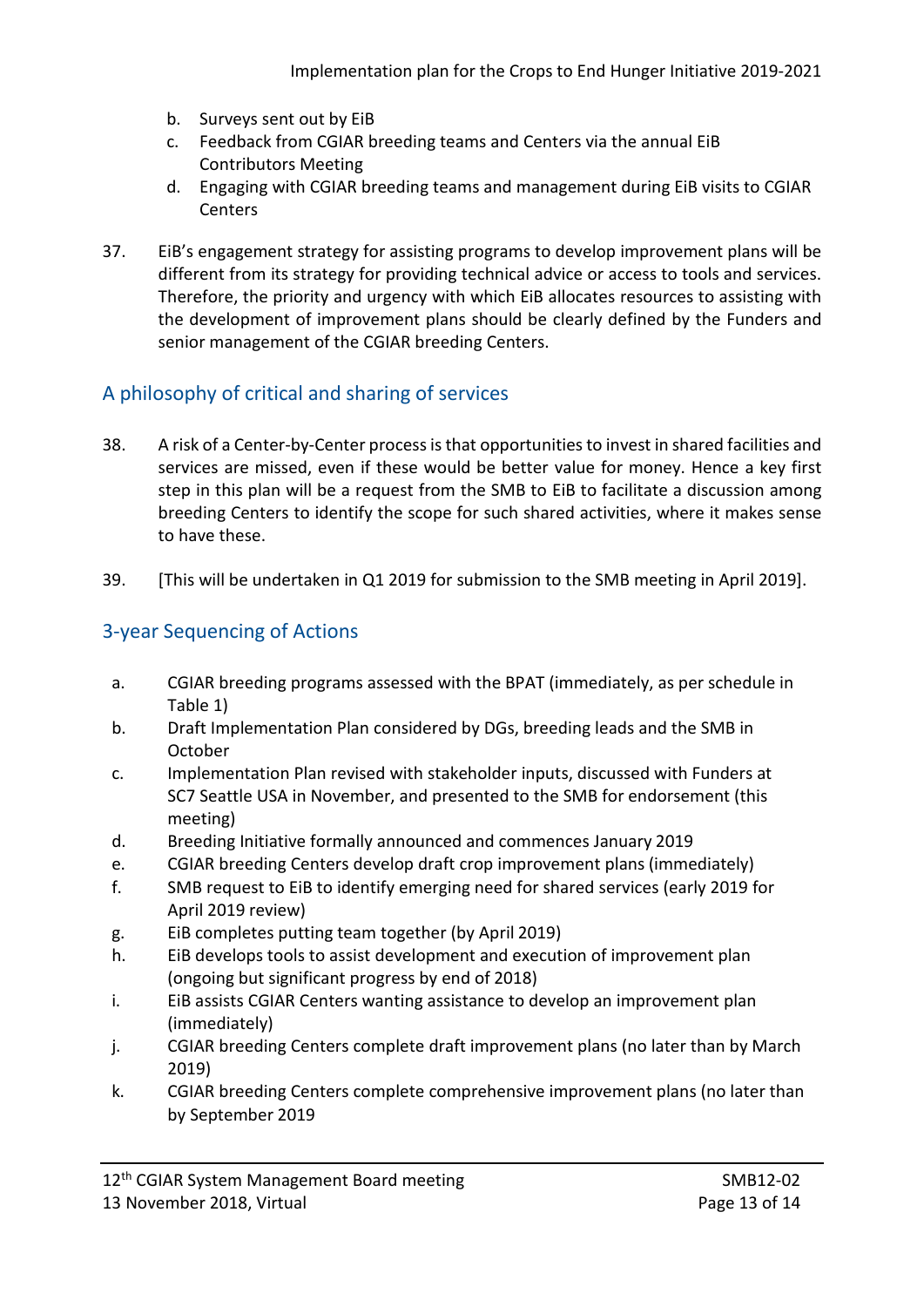b. Surveys sent out by EiB
c. Feedback from CGIAR breeding teams and Centers via the annual EiB Contributors Meeting
d. Engaging with CGIAR breeding teams and management during EiB visits to CGIAR Centers

37. EiB's engagement strategy for assisting programs to develop improvement plans will be different from its strategy for providing technical advice or access to tools and services. Therefore, the priority and urgency with which EiB allocates resources to assisting with the development of improvement plans should be clearly defined by the Funders and senior management of the CGIAR breeding Centers.

## A philosophy of critical and sharing of services

38. A risk of a Center-by-Center process is that opportunities to invest in shared facilities and services are missed, even if these would be better value for money. Hence a key first step in this plan will be a request from the SMB to EiB to facilitate a discussion among breeding Centers to identify the scope for such shared activities, where it makes sense to have these.

39. [This will be undertaken in Q1 2019 for submission to the SMB meeting in April 2019].

## 3-year Sequencing of Actions

a. CGIAR breeding programs assessed with the BPAT (immediately, as per schedule in Table 1)
b. Draft Implementation Plan considered by DGs, breeding leads and the SMB in October
c. Implementation Plan revised with stakeholder inputs, discussed with Funders at SC7 Seattle USA in November, and presented to the SMB for endorsement (this meeting)
d. Breeding Initiative formally announced and commences January 2019
e. CGIAR breeding Centers develop draft crop improvement plans (immediately)
f. SMB request to EiB to identify emerging need for shared services (early 2019 for April 2019 review)
g. EiB completes putting team together (by April 2019)
h. EiB develops tools to assist development and execution of improvement plan (ongoing but significant progress by end of 2018)
i. EiB assists CGIAR Centers wanting assistance to develop an improvement plan (immediately)
j. CGIAR breeding Centers complete draft improvement plans (no later than by March 2019)
k. CGIAR breeding Centers complete comprehensive improvement plans (no later than by September 2019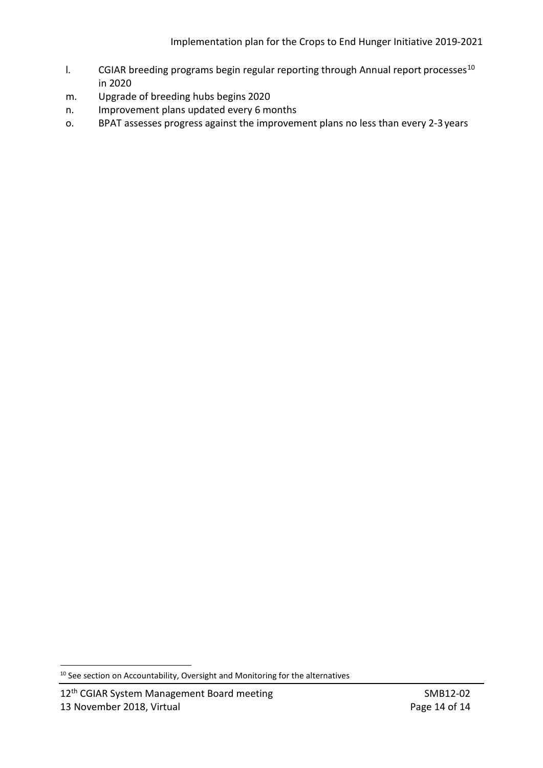l. CGIAR breeding programs begin regular reporting through Annual report processes[10] in 2020
m. Upgrade of breeding hubs begins 2020
n. Improvement plans updated every 6 months
o. BPAT assesses progress against the improvement plans no less than every 2-3 years

[10] See section on Accountability, Oversight and Monitoring for the alternatives